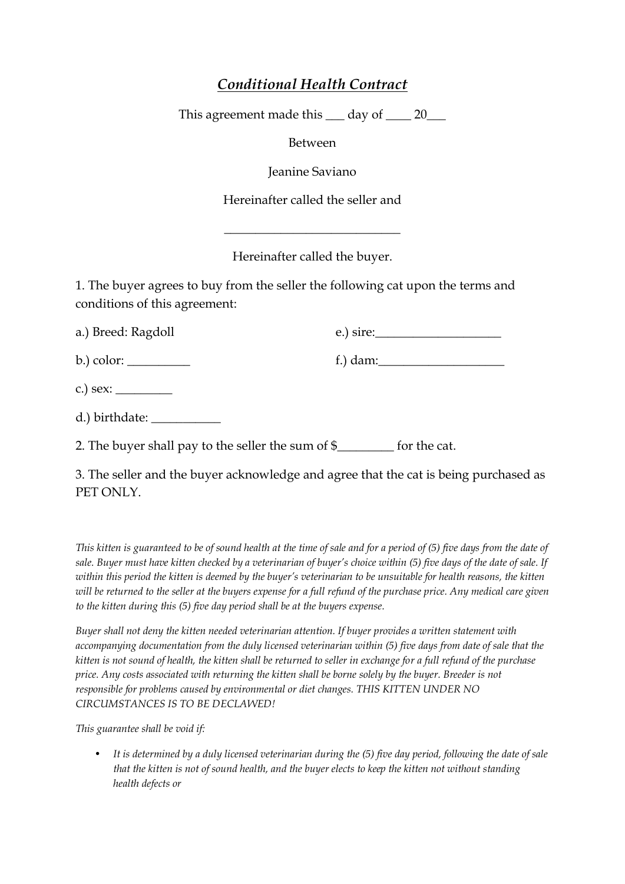# *Conditional Health Contract*

This agreement made this ___ day of ____ 20___

Between

Jeanine Saviano

Hereinafter called the seller and

____________________________

Hereinafter called the buyer.

1. The buyer agrees to buy from the seller the following cat upon the terms and conditions of this agreement:

a.) Breed: Ragdoll

b.) color: __________

c.) sex: _________

d.) birthdate: ___________

e.) sire:____________________

f.) dam:____________________

2. The buyer shall pay to the seller the sum of $_________ for the cat.

3. The seller and the buyer acknowledge and agree that the cat is being purchased as PET ONLY.

*This kitten is guaranteed to be of sound health at the time of sale and for a period of (5) five days from the date of sale. Buyer must have kitten checked by a veterinarian of buyer's choice within (5) five days of the date of sale. If within this period the kitten is deemed by the buyer's veterinarian to be unsuitable for health reasons, the kitten will be returned to the seller at the buyers expense for a full refund of the purchase price. Any medical care given to the kitten during this (5) five day period shall be at the buyers expense.*

*Buyer shall not deny the kitten needed veterinarian attention. If buyer provides a written statement with accompanying documentation from the duly licensed veterinarian within (5) five days from date of sale that the kitten is not sound of health, the kitten shall be returned to seller in exchange for a full refund of the purchase price. Any costs associated with returning the kitten shall be borne solely by the buyer. Breeder is not responsible for problems caused by environmental or diet changes. THIS KITTEN UNDER NO CIRCUMSTANCES IS TO BE DECLAWED!*

*This guarantee shall be void if:*

- *It is determined by a duly licensed veterinarian during the (5) five day period, following the date of sale that the kitten is not of sound health, and the buyer elects to keep the kitten not without standing health defects or*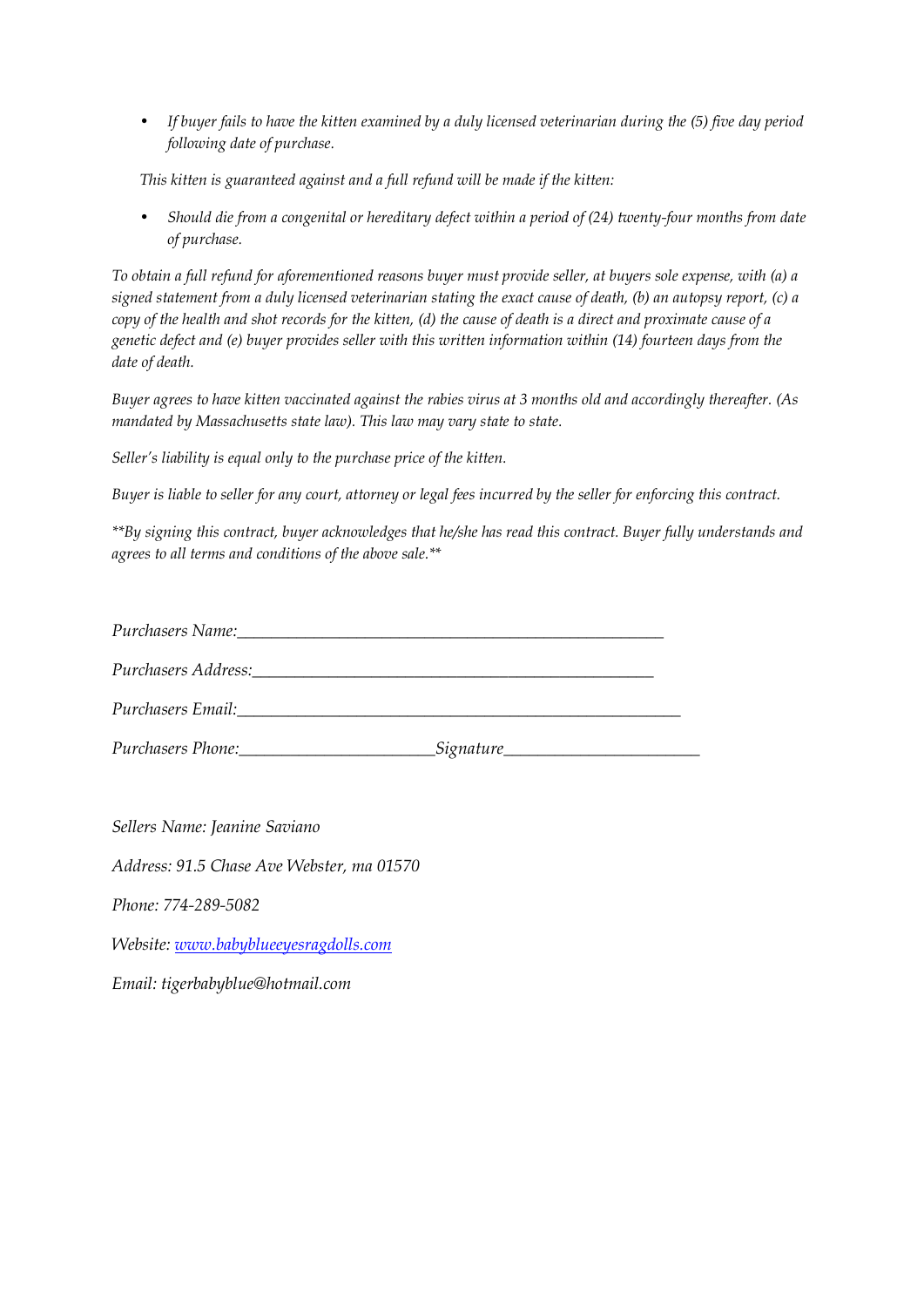- *If buyer fails to have the kitten examined by a duly licensed veterinarian during the (5) five day period following date of purchase.*

*This kitten is guaranteed against and a full refund will be made if the kitten:*

- *Should die from a congenital or hereditary defect within a period of (24) twenty-four months from date of purchase.*

*To obtain a full refund for aforementioned reasons buyer must provide seller, at buyers sole expense, with (a) a signed statement from a duly licensed veterinarian stating the exact cause of death, (b) an autopsy report, (c) a copy of the health and shot records for the kitten, (d) the cause of death is a direct and proximate cause of a genetic defect and (e) buyer provides seller with this written information within (14) fourteen days from the date of death.*

*Buyer agrees to have kitten vaccinated against the rabies virus at 3 months old and accordingly thereafter. (As mandated by Massachusetts state law). This law may vary state to state.*

*Seller's liability is equal only to the purchase price of the kitten.*

*Buyer is liable to seller for any court, attorney or legal fees incurred by the seller for enforcing this contract.*

*\*\*By signing this contract, buyer acknowledges that he/she has read this contract. Buyer fully understands and agrees to all terms and conditions of the above sale.\*\**

*Purchasers Name:*\_\_\_\_\_\_\_\_\_\_\_\_\_\_\_\_\_\_\_\_\_\_\_\_\_\_\_\_\_\_\_\_\_\_\_\_\_\_\_\_\_\_\_\_\_\_\_\_

*Purchasers Address:*\_\_\_\_\_\_\_\_\_\_\_\_\_\_\_\_\_\_\_\_\_\_\_\_\_\_\_\_\_\_\_\_\_\_\_\_\_\_\_\_\_\_\_\_

*Purchasers Email:*\_\_\_\_\_\_\_\_\_\_\_\_\_\_\_\_\_\_\_\_\_\_\_\_\_\_\_\_\_\_\_\_\_\_\_\_\_\_\_\_\_\_\_\_\_\_\_\_\_\_

*Purchasers Phone:*\_\_\_\_\_\_\_\_\_\_\_\_\_\_\_\_\_\_\_\_\_\_\_*Signature*\_\_\_\_\_\_\_\_\_\_\_\_\_\_\_\_\_\_\_\_\_\_\_

*Sellers Name: Jeanine Saviano*

*Address: 91.5 Chase Ave Webster, ma 01570*

*Phone: 774-289-5082*

*Website: [www.babyblueeyesragdolls.com](http://www.babyblueeyesragdolls.com)*

*Email: tigerbabyblue@hotmail.com*